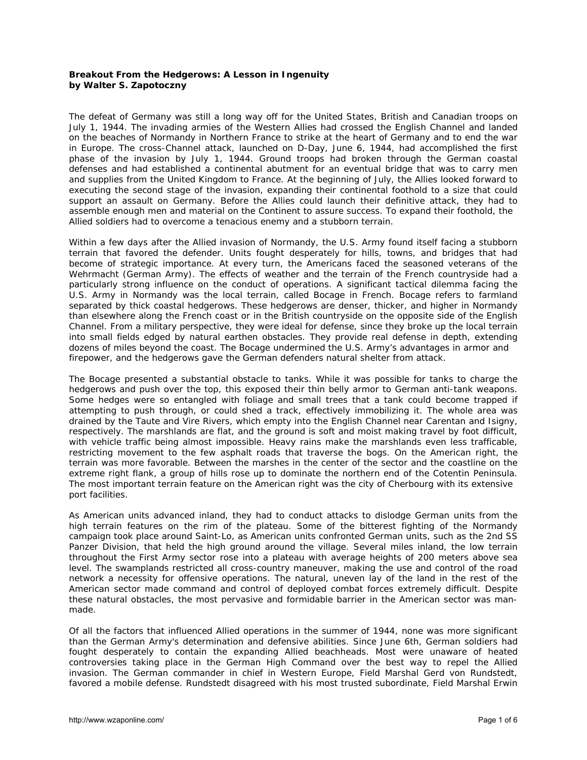**Breakout From the Hedgerows: A Lesson in Ingenuity**
**by Walter S. Zapotoczny**

The defeat of Germany was still a long way off for the United States, British and Canadian troops on July 1, 1944. The invading armies of the Western Allies had crossed the English Channel and landed on the beaches of Normandy in Northern France to strike at the heart of Germany and to end the war in Europe. The cross-Channel attack, launched on D-Day, June 6, 1944, had accomplished the first phase of the invasion by July 1, 1944. Ground troops had broken through the German coastal defenses and had established a continental abutment for an eventual bridge that was to carry men and supplies from the United Kingdom to France. At the beginning of July, the Allies looked forward to executing the second stage of the invasion, expanding their continental foothold to a size that could support an assault on Germany. Before the Allies could launch their definitive attack, they had to assemble enough men and material on the Continent to assure success. To expand their foothold, the Allied soldiers had to overcome a tenacious enemy and a stubborn terrain.

Within a few days after the Allied invasion of Normandy, the U.S. Army found itself facing a stubborn terrain that favored the defender. Units fought desperately for hills, towns, and bridges that had become of strategic importance. At every turn, the Americans faced the seasoned veterans of the Wehrmacht (German Army). The effects of weather and the terrain of the French countryside had a particularly strong influence on the conduct of operations. A significant tactical dilemma facing the U.S. Army in Normandy was the local terrain, called Bocage in French. Bocage refers to farmland separated by thick coastal hedgerows. These hedgerows are denser, thicker, and higher in Normandy than elsewhere along the French coast or in the British countryside on the opposite side of the English Channel. From a military perspective, they were ideal for defense, since they broke up the local terrain into small fields edged by natural earthen obstacles. They provide real defense in depth, extending dozens of miles beyond the coast. The Bocage undermined the U.S. Army's advantages in armor and firepower, and the hedgerows gave the German defenders natural shelter from attack.

The Bocage presented a substantial obstacle to tanks. While it was possible for tanks to charge the hedgerows and push over the top, this exposed their thin belly armor to German anti-tank weapons. Some hedges were so entangled with foliage and small trees that a tank could become trapped if attempting to push through, or could shed a track, effectively immobilizing it. The whole area was drained by the Taute and Vire Rivers, which empty into the English Channel near Carentan and Isigny, respectively. The marshlands are flat, and the ground is soft and moist making travel by foot difficult, with vehicle traffic being almost impossible. Heavy rains make the marshlands even less trafficable, restricting movement to the few asphalt roads that traverse the bogs. On the American right, the terrain was more favorable. Between the marshes in the center of the sector and the coastline on the extreme right flank, a group of hills rose up to dominate the northern end of the Cotentin Peninsula. The most important terrain feature on the American right was the city of Cherbourg with its extensive port facilities.

As American units advanced inland, they had to conduct attacks to dislodge German units from the high terrain features on the rim of the plateau. Some of the bitterest fighting of the Normandy campaign took place around Saint-Lo, as American units confronted German units, such as the 2nd SS Panzer Division, that held the high ground around the village. Several miles inland, the low terrain throughout the First Army sector rose into a plateau with average heights of 200 meters above sea level. The swamplands restricted all cross-country maneuver, making the use and control of the road network a necessity for offensive operations. The natural, uneven lay of the land in the rest of the American sector made command and control of deployed combat forces extremely difficult. Despite these natural obstacles, the most pervasive and formidable barrier in the American sector was man-made.

Of all the factors that influenced Allied operations in the summer of 1944, none was more significant than the German Army's determination and defensive abilities. Since June 6th, German soldiers had fought desperately to contain the expanding Allied beachheads. Most were unaware of heated controversies taking place in the German High Command over the best way to repel the Allied invasion. The German commander in chief in Western Europe, Field Marshal Gerd von Rundstedt, favored a mobile defense. Rundstedt disagreed with his most trusted subordinate, Field Marshal Erwin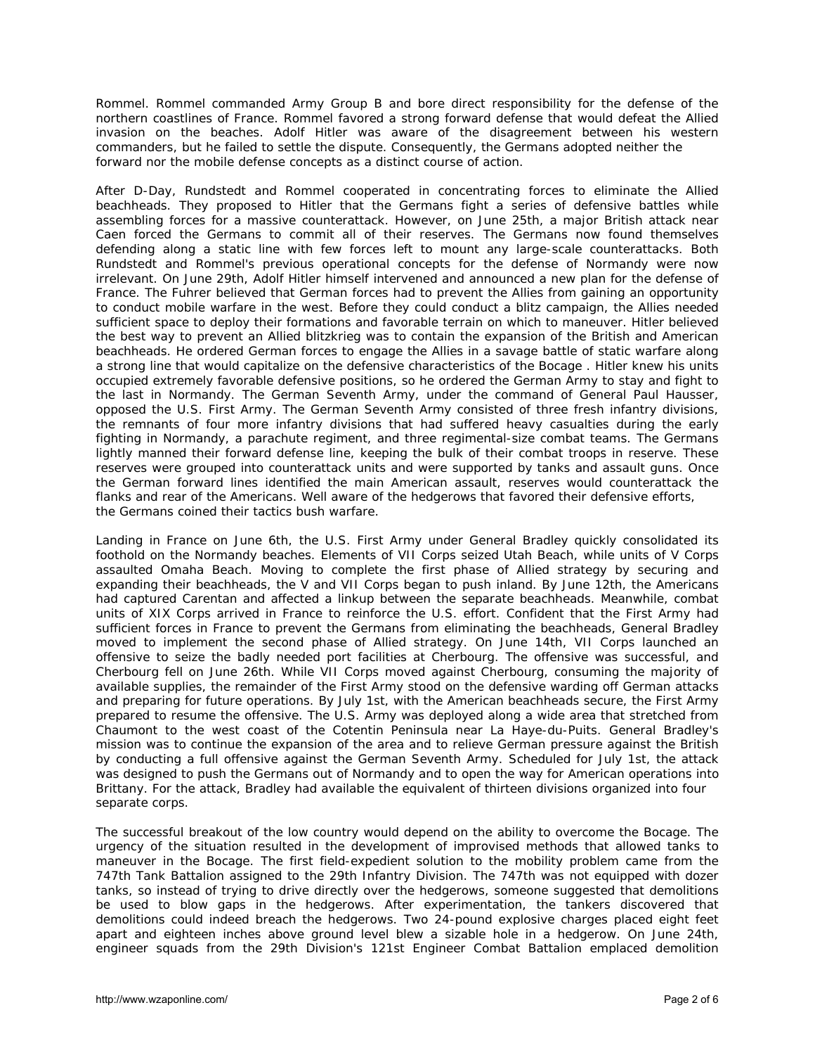Rommel. Rommel commanded Army Group B and bore direct responsibility for the defense of the northern coastlines of France. Rommel favored a strong forward defense that would defeat the Allied invasion on the beaches. Adolf Hitler was aware of the disagreement between his western commanders, but he failed to settle the dispute. Consequently, the Germans adopted neither the forward nor the mobile defense concepts as a distinct course of action.

After D-Day, Rundstedt and Rommel cooperated in concentrating forces to eliminate the Allied beachheads. They proposed to Hitler that the Germans fight a series of defensive battles while assembling forces for a massive counterattack. However, on June 25th, a major British attack near Caen forced the Germans to commit all of their reserves. The Germans now found themselves defending along a static line with few forces left to mount any large-scale counterattacks. Both Rundstedt and Rommel's previous operational concepts for the defense of Normandy were now irrelevant. On June 29th, Adolf Hitler himself intervened and announced a new plan for the defense of France. The Fuhrer believed that German forces had to prevent the Allies from gaining an opportunity to conduct mobile warfare in the west. Before they could conduct a blitz campaign, the Allies needed sufficient space to deploy their formations and favorable terrain on which to maneuver. Hitler believed the best way to prevent an Allied blitzkrieg was to contain the expansion of the British and American beachheads. He ordered German forces to engage the Allies in a savage battle of static warfare along a strong line that would capitalize on the defensive characteristics of the Bocage . Hitler knew his units occupied extremely favorable defensive positions, so he ordered the German Army to stay and fight to the last in Normandy. The German Seventh Army, under the command of General Paul Hausser, opposed the U.S. First Army. The German Seventh Army consisted of three fresh infantry divisions, the remnants of four more infantry divisions that had suffered heavy casualties during the early fighting in Normandy, a parachute regiment, and three regimental-size combat teams. The Germans lightly manned their forward defense line, keeping the bulk of their combat troops in reserve. These reserves were grouped into counterattack units and were supported by tanks and assault guns. Once the German forward lines identified the main American assault, reserves would counterattack the flanks and rear of the Americans. Well aware of the hedgerows that favored their defensive efforts, the Germans coined their tactics bush warfare.

Landing in France on June 6th, the U.S. First Army under General Bradley quickly consolidated its foothold on the Normandy beaches. Elements of VII Corps seized Utah Beach, while units of V Corps assaulted Omaha Beach. Moving to complete the first phase of Allied strategy by securing and expanding their beachheads, the V and VII Corps began to push inland. By June 12th, the Americans had captured Carentan and affected a linkup between the separate beachheads. Meanwhile, combat units of XIX Corps arrived in France to reinforce the U.S. effort. Confident that the First Army had sufficient forces in France to prevent the Germans from eliminating the beachheads, General Bradley moved to implement the second phase of Allied strategy. On June 14th, VII Corps launched an offensive to seize the badly needed port facilities at Cherbourg. The offensive was successful, and Cherbourg fell on June 26th. While VII Corps moved against Cherbourg, consuming the majority of available supplies, the remainder of the First Army stood on the defensive warding off German attacks and preparing for future operations. By July 1st, with the American beachheads secure, the First Army prepared to resume the offensive. The U.S. Army was deployed along a wide area that stretched from Chaumont to the west coast of the Cotentin Peninsula near La Haye-du-Puits. General Bradley's mission was to continue the expansion of the area and to relieve German pressure against the British by conducting a full offensive against the German Seventh Army. Scheduled for July 1st, the attack was designed to push the Germans out of Normandy and to open the way for American operations into Brittany. For the attack, Bradley had available the equivalent of thirteen divisions organized into four separate corps.

The successful breakout of the low country would depend on the ability to overcome the Bocage. The urgency of the situation resulted in the development of improvised methods that allowed tanks to maneuver in the Bocage. The first field-expedient solution to the mobility problem came from the 747th Tank Battalion assigned to the 29th Infantry Division. The 747th was not equipped with dozer tanks, so instead of trying to drive directly over the hedgerows, someone suggested that demolitions be used to blow gaps in the hedgerows. After experimentation, the tankers discovered that demolitions could indeed breach the hedgerows. Two 24-pound explosive charges placed eight feet apart and eighteen inches above ground level blew a sizable hole in a hedgerow. On June 24th, engineer squads from the 29th Division's 121st Engineer Combat Battalion emplaced demolition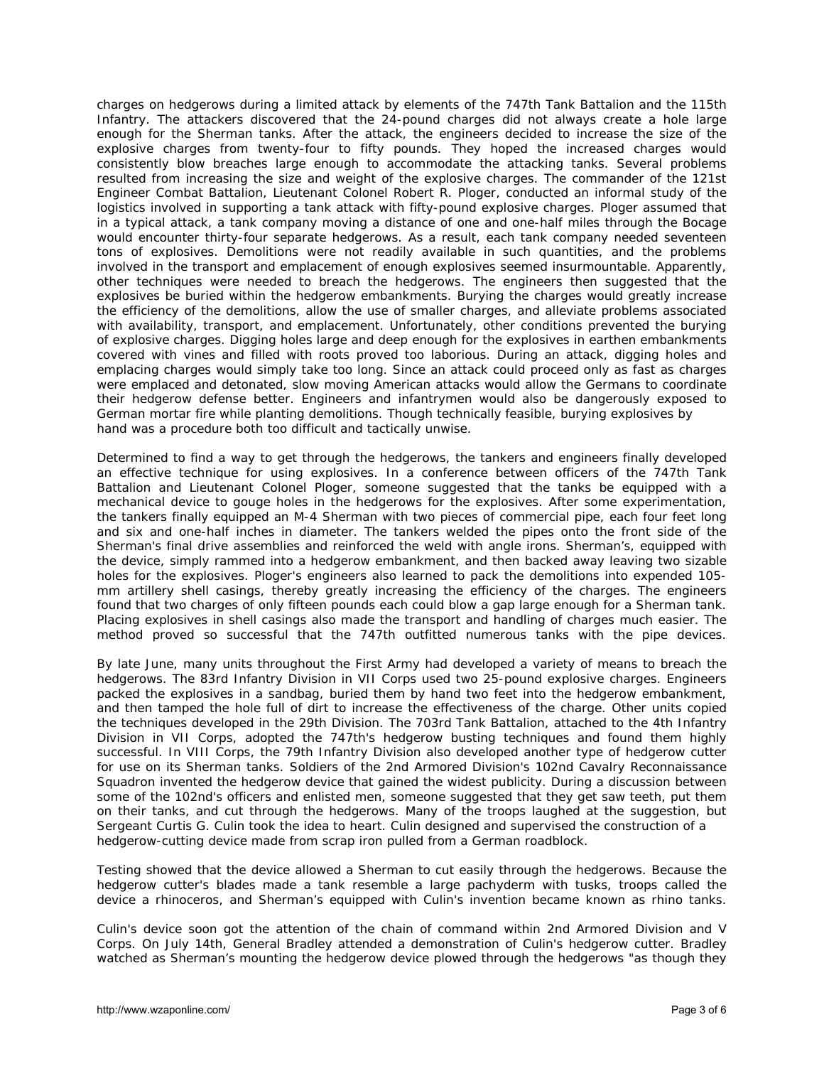charges on hedgerows during a limited attack by elements of the 747th Tank Battalion and the 115th Infantry. The attackers discovered that the 24-pound charges did not always create a hole large enough for the Sherman tanks. After the attack, the engineers decided to increase the size of the explosive charges from twenty-four to fifty pounds. They hoped the increased charges would consistently blow breaches large enough to accommodate the attacking tanks. Several problems resulted from increasing the size and weight of the explosive charges. The commander of the 121st Engineer Combat Battalion, Lieutenant Colonel Robert R. Ploger, conducted an informal study of the logistics involved in supporting a tank attack with fifty-pound explosive charges. Ploger assumed that in a typical attack, a tank company moving a distance of one and one-half miles through the Bocage would encounter thirty-four separate hedgerows. As a result, each tank company needed seventeen tons of explosives. Demolitions were not readily available in such quantities, and the problems involved in the transport and emplacement of enough explosives seemed insurmountable. Apparently, other techniques were needed to breach the hedgerows. The engineers then suggested that the explosives be buried within the hedgerow embankments. Burying the charges would greatly increase the efficiency of the demolitions, allow the use of smaller charges, and alleviate problems associated with availability, transport, and emplacement. Unfortunately, other conditions prevented the burying of explosive charges. Digging holes large and deep enough for the explosives in earthen embankments covered with vines and filled with roots proved too laborious. During an attack, digging holes and emplacing charges would simply take too long. Since an attack could proceed only as fast as charges were emplaced and detonated, slow moving American attacks would allow the Germans to coordinate their hedgerow defense better. Engineers and infantrymen would also be dangerously exposed to German mortar fire while planting demolitions. Though technically feasible, burying explosives by hand was a procedure both too difficult and tactically unwise.

Determined to find a way to get through the hedgerows, the tankers and engineers finally developed an effective technique for using explosives. In a conference between officers of the 747th Tank Battalion and Lieutenant Colonel Ploger, someone suggested that the tanks be equipped with a mechanical device to gouge holes in the hedgerows for the explosives. After some experimentation, the tankers finally equipped an M-4 Sherman with two pieces of commercial pipe, each four feet long and six and one-half inches in diameter. The tankers welded the pipes onto the front side of the Sherman's final drive assemblies and reinforced the weld with angle irons. Sherman's, equipped with the device, simply rammed into a hedgerow embankment, and then backed away leaving two sizable holes for the explosives. Ploger's engineers also learned to pack the demolitions into expended 105-mm artillery shell casings, thereby greatly increasing the efficiency of the charges. The engineers found that two charges of only fifteen pounds each could blow a gap large enough for a Sherman tank. Placing explosives in shell casings also made the transport and handling of charges much easier. The method proved so successful that the 747th outfitted numerous tanks with the pipe devices.

By late June, many units throughout the First Army had developed a variety of means to breach the hedgerows. The 83rd Infantry Division in VII Corps used two 25-pound explosive charges. Engineers packed the explosives in a sandbag, buried them by hand two feet into the hedgerow embankment, and then tamped the hole full of dirt to increase the effectiveness of the charge. Other units copied the techniques developed in the 29th Division. The 703rd Tank Battalion, attached to the 4th Infantry Division in VII Corps, adopted the 747th's hedgerow busting techniques and found them highly successful. In VIII Corps, the 79th Infantry Division also developed another type of hedgerow cutter for use on its Sherman tanks. Soldiers of the 2nd Armored Division's 102nd Cavalry Reconnaissance Squadron invented the hedgerow device that gained the widest publicity. During a discussion between some of the 102nd's officers and enlisted men, someone suggested that they get saw teeth, put them on their tanks, and cut through the hedgerows. Many of the troops laughed at the suggestion, but Sergeant Curtis G. Culin took the idea to heart. Culin designed and supervised the construction of a hedgerow-cutting device made from scrap iron pulled from a German roadblock.

Testing showed that the device allowed a Sherman to cut easily through the hedgerows. Because the hedgerow cutter's blades made a tank resemble a large pachyderm with tusks, troops called the device a rhinoceros, and Sherman's equipped with Culin's invention became known as rhino tanks.

Culin's device soon got the attention of the chain of command within 2nd Armored Division and V Corps. On July 14th, General Bradley attended a demonstration of Culin's hedgerow cutter. Bradley watched as Sherman's mounting the hedgerow device plowed through the hedgerows "as though they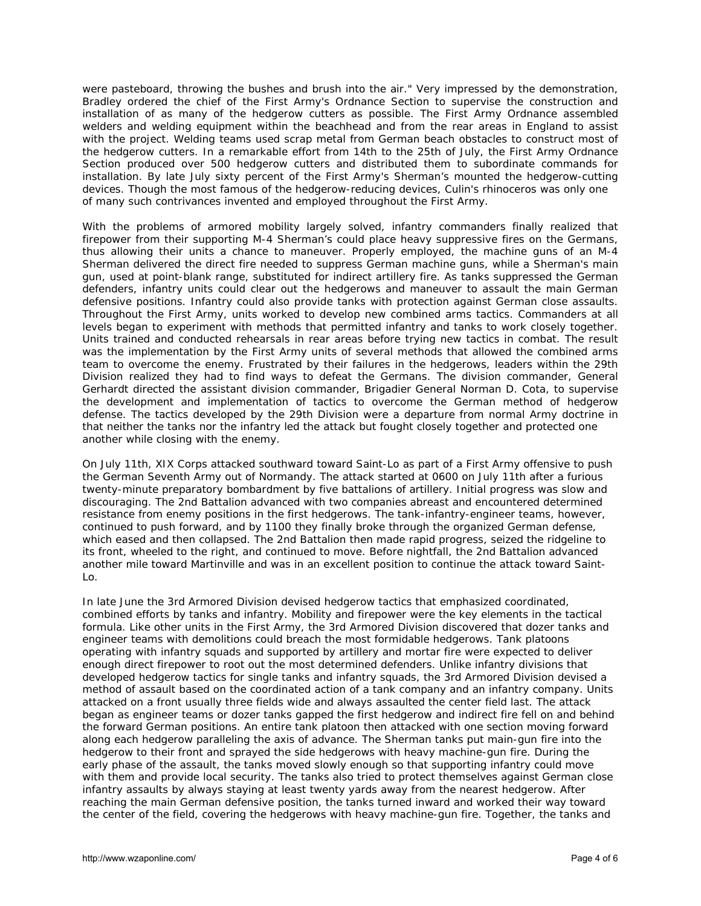were pasteboard, throwing the bushes and brush into the air." Very impressed by the demonstration, Bradley ordered the chief of the First Army's Ordnance Section to supervise the construction and installation of as many of the hedgerow cutters as possible. The First Army Ordnance assembled welders and welding equipment within the beachhead and from the rear areas in England to assist with the project. Welding teams used scrap metal from German beach obstacles to construct most of the hedgerow cutters. In a remarkable effort from 14th to the 25th of July, the First Army Ordnance Section produced over 500 hedgerow cutters and distributed them to subordinate commands for installation. By late July sixty percent of the First Army's Sherman's mounted the hedgerow-cutting devices. Though the most famous of the hedgerow-reducing devices, Culin's rhinoceros was only one of many such contrivances invented and employed throughout the First Army.

With the problems of armored mobility largely solved, infantry commanders finally realized that firepower from their supporting M-4 Sherman's could place heavy suppressive fires on the Germans, thus allowing their units a chance to maneuver. Properly employed, the machine guns of an M-4 Sherman delivered the direct fire needed to suppress German machine guns, while a Sherman's main gun, used at point-blank range, substituted for indirect artillery fire. As tanks suppressed the German defenders, infantry units could clear out the hedgerows and maneuver to assault the main German defensive positions. Infantry could also provide tanks with protection against German close assaults. Throughout the First Army, units worked to develop new combined arms tactics. Commanders at all levels began to experiment with methods that permitted infantry and tanks to work closely together. Units trained and conducted rehearsals in rear areas before trying new tactics in combat. The result was the implementation by the First Army units of several methods that allowed the combined arms team to overcome the enemy. Frustrated by their failures in the hedgerows, leaders within the 29th Division realized they had to find ways to defeat the Germans. The division commander, General Gerhardt directed the assistant division commander, Brigadier General Norman D. Cota, to supervise the development and implementation of tactics to overcome the German method of hedgerow defense. The tactics developed by the 29th Division were a departure from normal Army doctrine in that neither the tanks nor the infantry led the attack but fought closely together and protected one another while closing with the enemy.

On July 11th, XIX Corps attacked southward toward Saint-Lo as part of a First Army offensive to push the German Seventh Army out of Normandy. The attack started at 0600 on July 11th after a furious twenty-minute preparatory bombardment by five battalions of artillery. Initial progress was slow and discouraging. The 2nd Battalion advanced with two companies abreast and encountered determined resistance from enemy positions in the first hedgerows. The tank-infantry-engineer teams, however, continued to push forward, and by 1100 they finally broke through the organized German defense, which eased and then collapsed. The 2nd Battalion then made rapid progress, seized the ridgeline to its front, wheeled to the right, and continued to move. Before nightfall, the 2nd Battalion advanced another mile toward Martinville and was in an excellent position to continue the attack toward Saint-Lo.

In late June the 3rd Armored Division devised hedgerow tactics that emphasized coordinated, combined efforts by tanks and infantry. Mobility and firepower were the key elements in the tactical formula. Like other units in the First Army, the 3rd Armored Division discovered that dozer tanks and engineer teams with demolitions could breach the most formidable hedgerows. Tank platoons operating with infantry squads and supported by artillery and mortar fire were expected to deliver enough direct firepower to root out the most determined defenders. Unlike infantry divisions that developed hedgerow tactics for single tanks and infantry squads, the 3rd Armored Division devised a method of assault based on the coordinated action of a tank company and an infantry company. Units attacked on a front usually three fields wide and always assaulted the center field last. The attack began as engineer teams or dozer tanks gapped the first hedgerow and indirect fire fell on and behind the forward German positions. An entire tank platoon then attacked with one section moving forward along each hedgerow paralleling the axis of advance. The Sherman tanks put main-gun fire into the hedgerow to their front and sprayed the side hedgerows with heavy machine-gun fire. During the early phase of the assault, the tanks moved slowly enough so that supporting infantry could move with them and provide local security. The tanks also tried to protect themselves against German close infantry assaults by always staying at least twenty yards away from the nearest hedgerow. After reaching the main German defensive position, the tanks turned inward and worked their way toward the center of the field, covering the hedgerows with heavy machine-gun fire. Together, the tanks and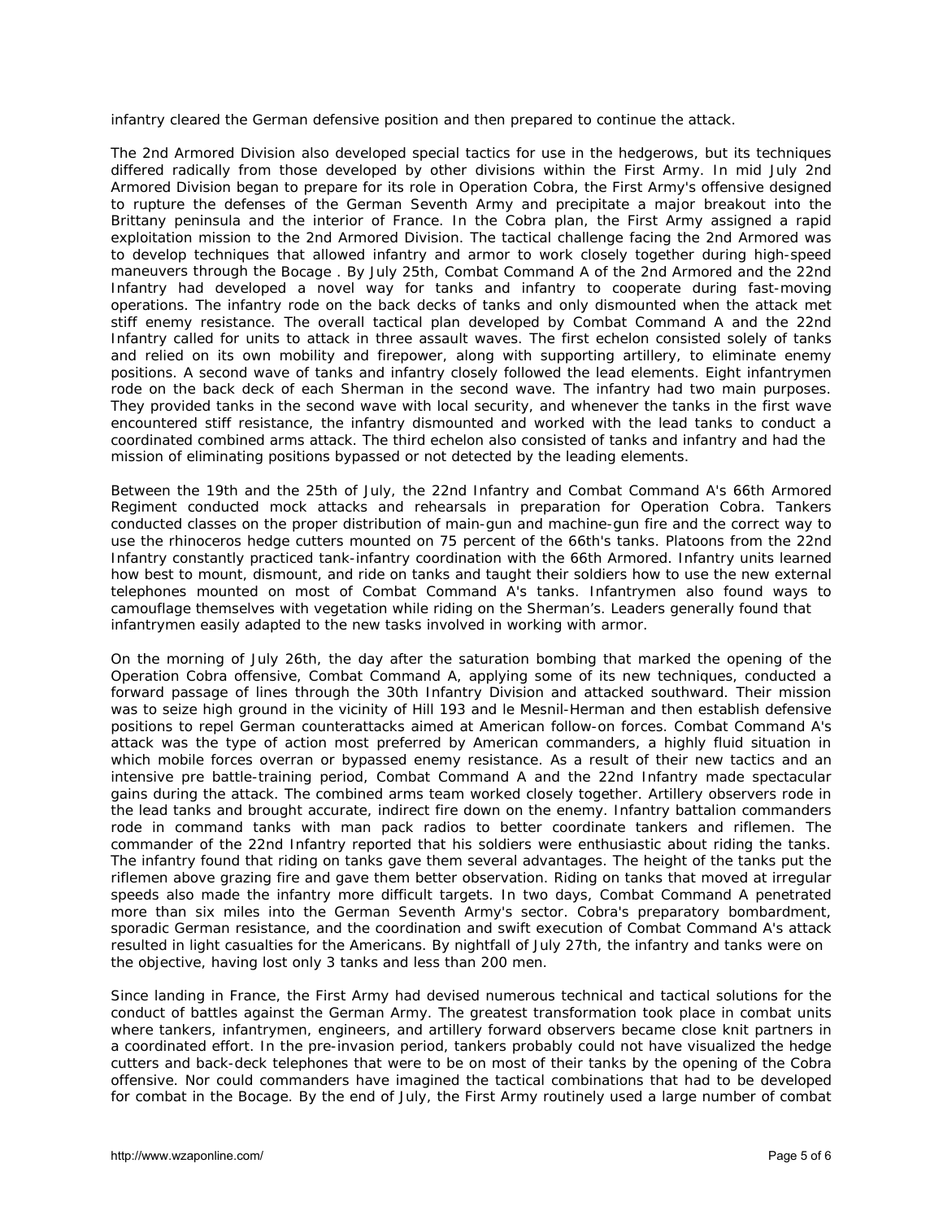infantry cleared the German defensive position and then prepared to continue the attack.

The 2nd Armored Division also developed special tactics for use in the hedgerows, but its techniques differed radically from those developed by other divisions within the First Army. In mid July 2nd Armored Division began to prepare for its role in Operation Cobra, the First Army's offensive designed to rupture the defenses of the German Seventh Army and precipitate a major breakout into the Brittany peninsula and the interior of France. In the Cobra plan, the First Army assigned a rapid exploitation mission to the 2nd Armored Division. The tactical challenge facing the 2nd Armored was to develop techniques that allowed infantry and armor to work closely together during high-speed maneuvers through the Bocage . By July 25th, Combat Command A of the 2nd Armored and the 22nd Infantry had developed a novel way for tanks and infantry to cooperate during fast-moving operations. The infantry rode on the back decks of tanks and only dismounted when the attack met stiff enemy resistance. The overall tactical plan developed by Combat Command A and the 22nd Infantry called for units to attack in three assault waves. The first echelon consisted solely of tanks and relied on its own mobility and firepower, along with supporting artillery, to eliminate enemy positions. A second wave of tanks and infantry closely followed the lead elements. Eight infantrymen rode on the back deck of each Sherman in the second wave. The infantry had two main purposes. They provided tanks in the second wave with local security, and whenever the tanks in the first wave encountered stiff resistance, the infantry dismounted and worked with the lead tanks to conduct a coordinated combined arms attack. The third echelon also consisted of tanks and infantry and had the mission of eliminating positions bypassed or not detected by the leading elements.

Between the 19th and the 25th of July, the 22nd Infantry and Combat Command A's 66th Armored Regiment conducted mock attacks and rehearsals in preparation for Operation Cobra. Tankers conducted classes on the proper distribution of main-gun and machine-gun fire and the correct way to use the rhinoceros hedge cutters mounted on 75 percent of the 66th's tanks. Platoons from the 22nd Infantry constantly practiced tank-infantry coordination with the 66th Armored. Infantry units learned how best to mount, dismount, and ride on tanks and taught their soldiers how to use the new external telephones mounted on most of Combat Command A's tanks. Infantrymen also found ways to camouflage themselves with vegetation while riding on the Sherman's. Leaders generally found that infantrymen easily adapted to the new tasks involved in working with armor.

On the morning of July 26th, the day after the saturation bombing that marked the opening of the Operation Cobra offensive, Combat Command A, applying some of its new techniques, conducted a forward passage of lines through the 30th Infantry Division and attacked southward. Their mission was to seize high ground in the vicinity of Hill 193 and le Mesnil-Herman and then establish defensive positions to repel German counterattacks aimed at American follow-on forces. Combat Command A's attack was the type of action most preferred by American commanders, a highly fluid situation in which mobile forces overran or bypassed enemy resistance. As a result of their new tactics and an intensive pre battle-training period, Combat Command A and the 22nd Infantry made spectacular gains during the attack. The combined arms team worked closely together. Artillery observers rode in the lead tanks and brought accurate, indirect fire down on the enemy. Infantry battalion commanders rode in command tanks with man pack radios to better coordinate tankers and riflemen. The commander of the 22nd Infantry reported that his soldiers were enthusiastic about riding the tanks. The infantry found that riding on tanks gave them several advantages. The height of the tanks put the riflemen above grazing fire and gave them better observation. Riding on tanks that moved at irregular speeds also made the infantry more difficult targets. In two days, Combat Command A penetrated more than six miles into the German Seventh Army's sector. Cobra's preparatory bombardment, sporadic German resistance, and the coordination and swift execution of Combat Command A's attack resulted in light casualties for the Americans. By nightfall of July 27th, the infantry and tanks were on the objective, having lost only 3 tanks and less than 200 men.

Since landing in France, the First Army had devised numerous technical and tactical solutions for the conduct of battles against the German Army. The greatest transformation took place in combat units where tankers, infantrymen, engineers, and artillery forward observers became close knit partners in a coordinated effort. In the pre-invasion period, tankers probably could not have visualized the hedge cutters and back-deck telephones that were to be on most of their tanks by the opening of the Cobra offensive. Nor could commanders have imagined the tactical combinations that had to be developed for combat in the Bocage. By the end of July, the First Army routinely used a large number of combat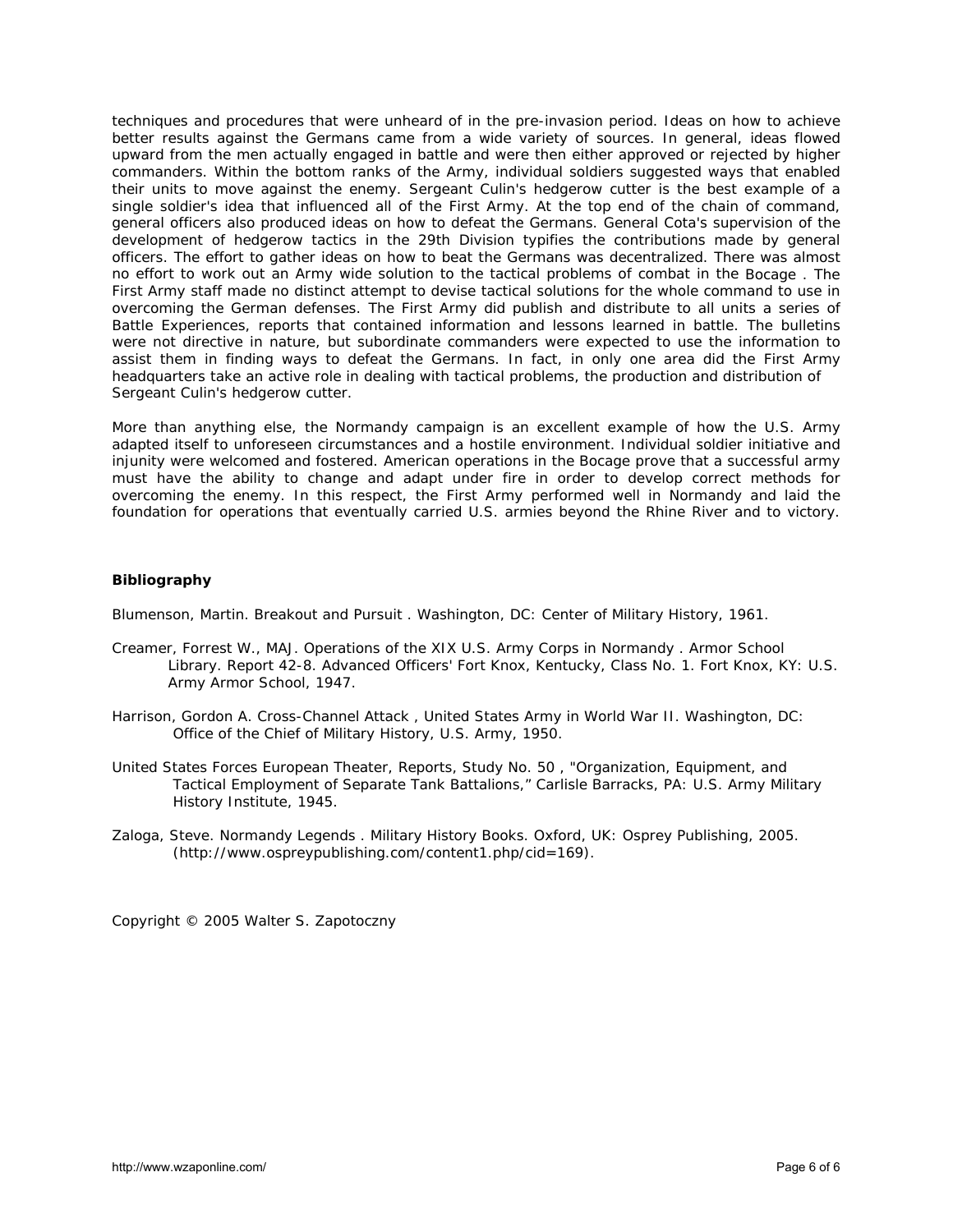techniques and procedures that were unheard of in the pre-invasion period. Ideas on how to achieve better results against the Germans came from a wide variety of sources. In general, ideas flowed upward from the men actually engaged in battle and were then either approved or rejected by higher commanders. Within the bottom ranks of the Army, individual soldiers suggested ways that enabled their units to move against the enemy. Sergeant Culin's hedgerow cutter is the best example of a single soldier's idea that influenced all of the First Army. At the top end of the chain of command, general officers also produced ideas on how to defeat the Germans. General Cota's supervision of the development of hedgerow tactics in the 29th Division typifies the contributions made by general officers. The effort to gather ideas on how to beat the Germans was decentralized. There was almost no effort to work out an Army wide solution to the tactical problems of combat in the Bocage . The First Army staff made no distinct attempt to devise tactical solutions for the whole command to use in overcoming the German defenses. The First Army did publish and distribute to all units a series of Battle Experiences, reports that contained information and lessons learned in battle. The bulletins were not directive in nature, but subordinate commanders were expected to use the information to assist them in finding ways to defeat the Germans. In fact, in only one area did the First Army headquarters take an active role in dealing with tactical problems, the production and distribution of Sergeant Culin's hedgerow cutter.

More than anything else, the Normandy campaign is an excellent example of how the U.S. Army adapted itself to unforeseen circumstances and a hostile environment. Individual soldier initiative and injunity were welcomed and fostered. American operations in the Bocage prove that a successful army must have the ability to change and adapt under fire in order to develop correct methods for overcoming the enemy. In this respect, the First Army performed well in Normandy and laid the foundation for operations that eventually carried U.S. armies beyond the Rhine River and to victory.

**Bibliography**

Blumenson, Martin. Breakout and Pursuit . Washington, DC: Center of Military History, 1961.

Creamer, Forrest W., MAJ. Operations of the XIX U.S. Army Corps in Normandy . Armor School Library. Report 42-8. Advanced Officers' Fort Knox, Kentucky, Class No. 1. Fort Knox, KY: U.S. Army Armor School, 1947.

Harrison, Gordon A. Cross-Channel Attack , United States Army in World War II. Washington, DC: Office of the Chief of Military History, U.S. Army, 1950.

United States Forces European Theater, Reports, Study No. 50 , "Organization, Equipment, and Tactical Employment of Separate Tank Battalions," Carlisle Barracks, PA: U.S. Army Military History Institute, 1945.

Zaloga, Steve. Normandy Legends . Military History Books. Oxford, UK: Osprey Publishing, 2005. (http://www.ospreypublishing.com/content1.php/cid=169).

Copyright © 2005 Walter S. Zapotoczny